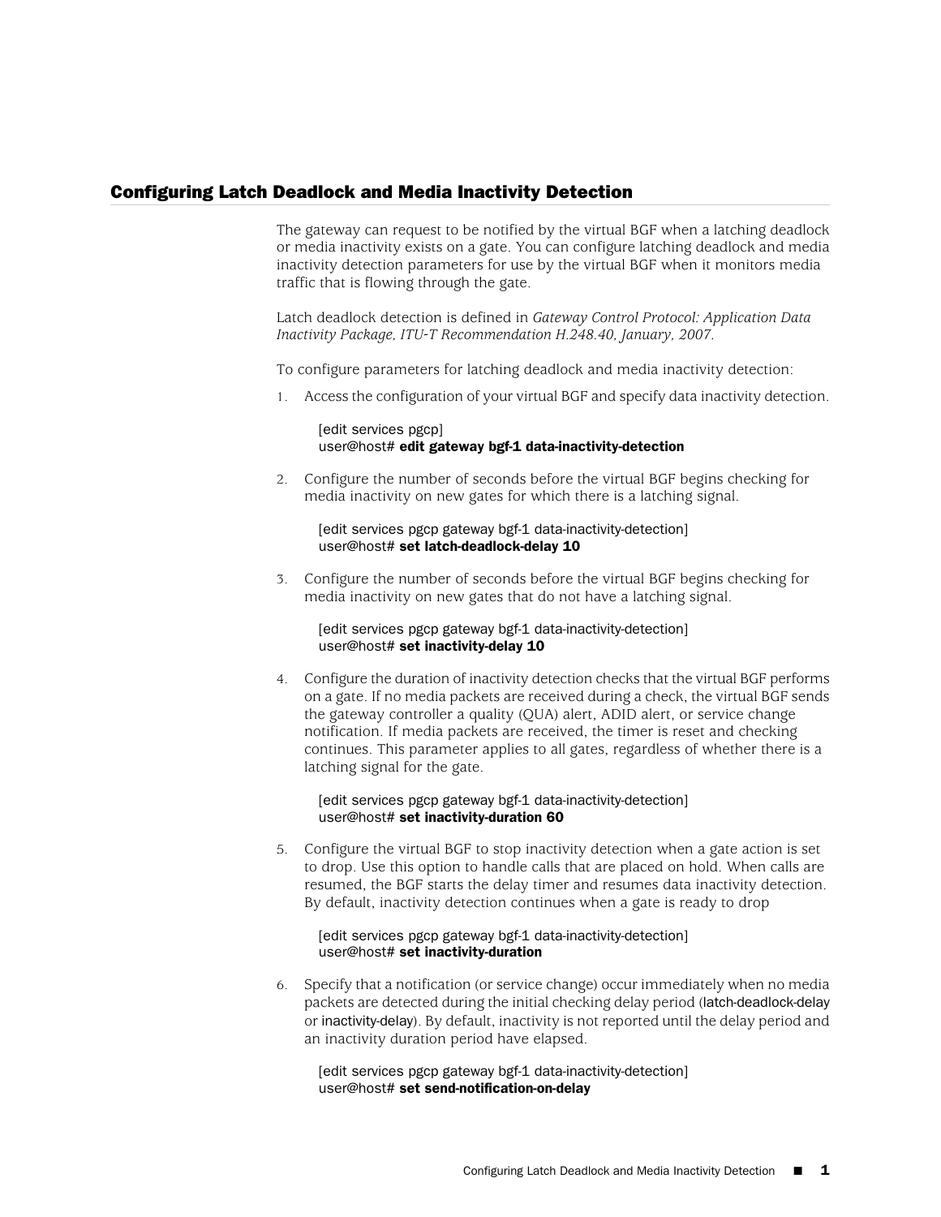## Configuring Latch Deadlock and Media Inactivity Detection

The gateway can request to be notified by the virtual BGF when a latching deadlock or media inactivity exists on a gate. You can configure latching deadlock and media inactivity detection parameters for use by the virtual BGF when it monitors media traffic that is flowing through the gate.

Latch deadlock detection is defined in *Gateway Control Protocol: Application Data Inactivity Package, ITU-T Recommendation H.248.40, January, 2007.*

To configure parameters for latching deadlock and media inactivity detection:

1. Access the configuration of your virtual BGF and specify data inactivity detection.

   ```
   [edit services pgcp]
   user@host# edit gateway bgf-1 data-inactivity-detection
   ```

2. Configure the number of seconds before the virtual BGF begins checking for media inactivity on new gates for which there is a latching signal.

   ```
   [edit services pgcp gateway bgf-1 data-inactivity-detection]
   user@host# set latch-deadlock-delay 10
   ```

3. Configure the number of seconds before the virtual BGF begins checking for media inactivity on new gates that do not have a latching signal.

   ```
   [edit services pgcp gateway bgf-1 data-inactivity-detection]
   user@host# set inactivity-delay 10
   ```

4. Configure the duration of inactivity detection checks that the virtual BGF performs on a gate. If no media packets are received during a check, the virtual BGF sends the gateway controller a quality (QUA) alert, ADID alert, or service change notification. If media packets are received, the timer is reset and checking continues. This parameter applies to all gates, regardless of whether there is a latching signal for the gate.

   ```
   [edit services pgcp gateway bgf-1 data-inactivity-detection]
   user@host# set inactivity-duration 60
   ```

5. Configure the virtual BGF to stop inactivity detection when a gate action is set to drop. Use this option to handle calls that are placed on hold. When calls are resumed, the BGF starts the delay timer and resumes data inactivity detection. By default, inactivity detection continues when a gate is ready to drop

   ```
   [edit services pgcp gateway bgf-1 data-inactivity-detection]
   user@host# set inactivity-duration
   ```

6. Specify that a notification (or service change) occur immediately when no media packets are detected during the initial checking delay period (latch-deadlock-delay or inactivity-delay). By default, inactivity is not reported until the delay period and an inactivity duration period have elapsed.

   ```
   [edit services pgcp gateway bgf-1 data-inactivity-detection]
   user@host# set send-notification-on-delay
   ```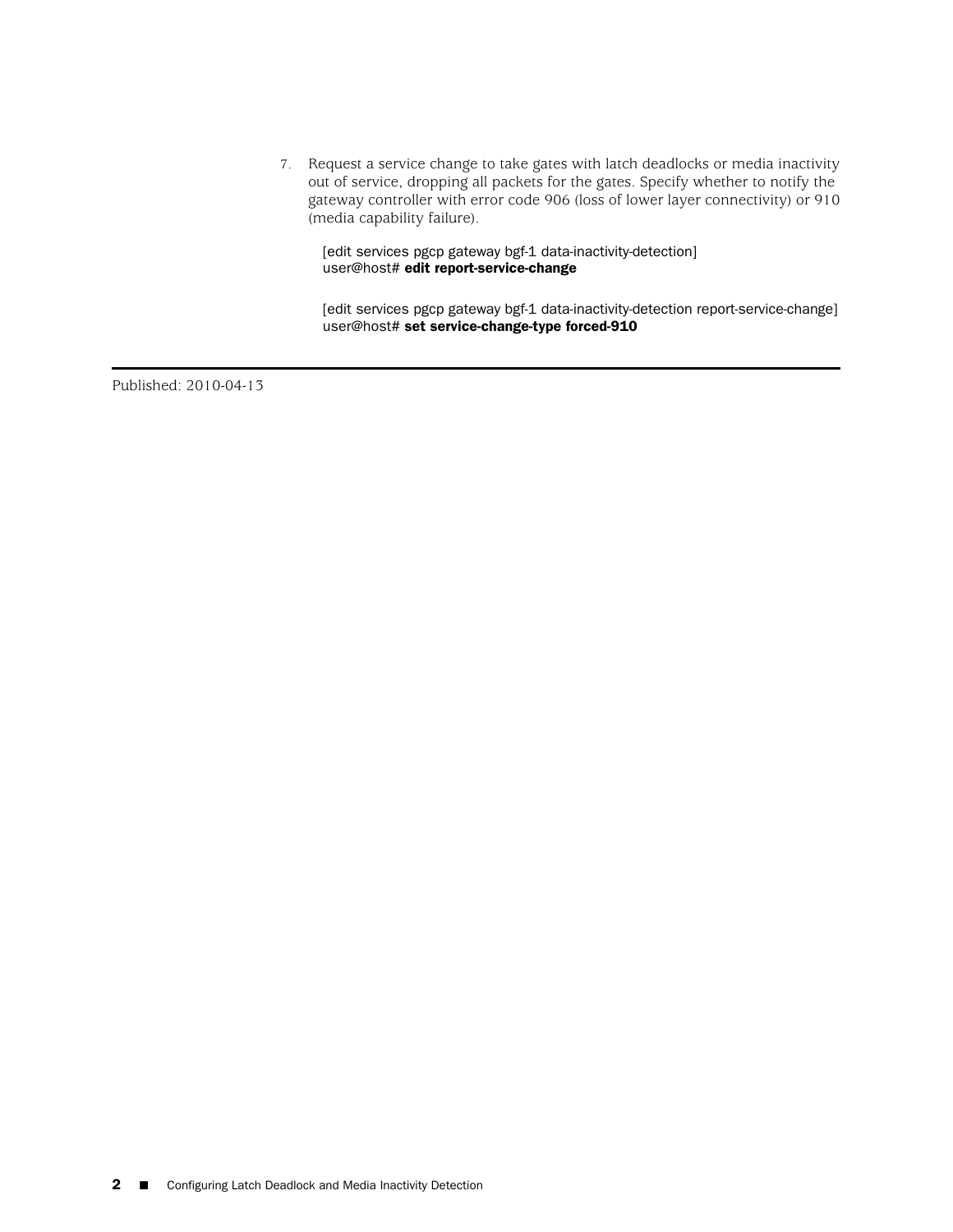7. Request a service change to take gates with latch deadlocks or media inactivity out of service, dropping all packets for the gates. Specify whether to notify the gateway controller with error code 906 (loss of lower layer connectivity) or 910 (media capability failure).

   ```
   [edit services pgcp gateway bgf-1 data-inactivity-detection]
   user@host# edit report-service-change
   ```

   ```
   [edit services pgcp gateway bgf-1 data-inactivity-detection report-service-change]
   user@host# set service-change-type forced-910
   ```

---

Published: 2010-04-13